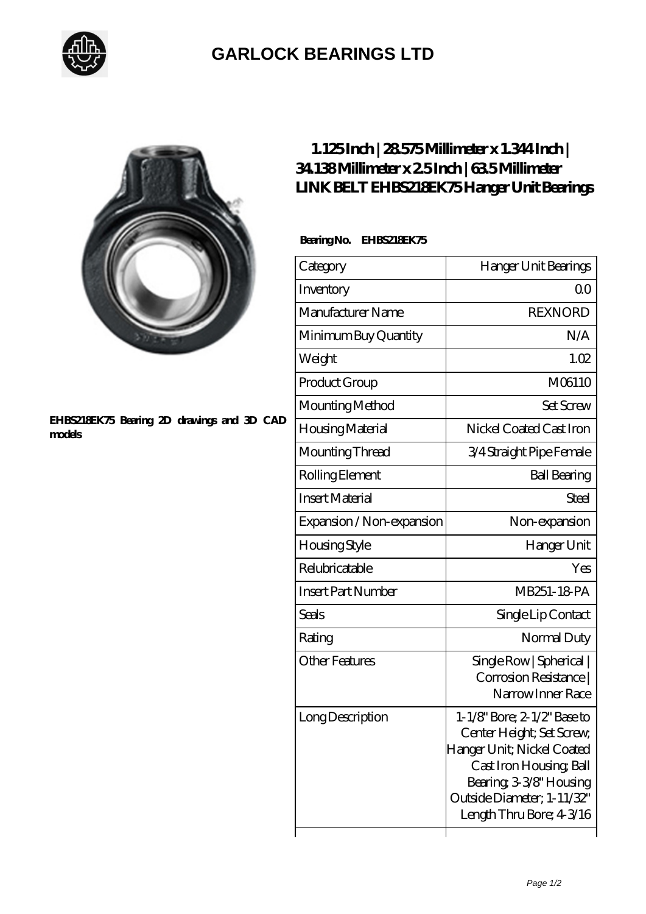## GARLOCK BEARINGS LTD

EHBS218EK75 Bearing 2D drawings and 3D CAD models

# 1.125 Inch | 28.575 Millimeter x 1.344 Inch | 34.138 Millimeter x 2.5 Inch | 63.5 Millimeter LINK BELT EHBS218EK75 Hanger Unit Bearings

**Bearing No. EHBS218EK75**

| Category | Hanger Unit Bearings |
|---|---|
| Inventory | 0.0 |
| Manufacturer Name | REXNORD |
| Minimum Buy Quantity | N/A |
| Weight | 1.02 |
| Product Group | M06110 |
| Mounting Method | Set Screw |
| Housing Material | Nickel Coated Cast Iron |
| Mounting Thread | 3/4 Straight Pipe Female |
| Rolling Element | Ball Bearing |
| Insert Material | Steel |
| Expansion / Non-expansion | Non-expansion |
| Housing Style | Hanger Unit |
| Relubricatable | Yes |
| Insert Part Number | MB251-18-PA |
| Seals | Single Lip Contact |
| Rating | Normal Duty |
| Other Features | Single Row \| Spherical \| Corrosion Resistance \| Narrow Inner Race |
| Long Description | 1-1/8" Bore; 2-1/2" Base to Center Height; Set Screw; Hanger Unit; Nickel Coated Cast Iron Housing; Ball Bearing; 3-3/8" Housing Outside Diameter; 1-11/32" Length Thru Bore; 4-3/16 |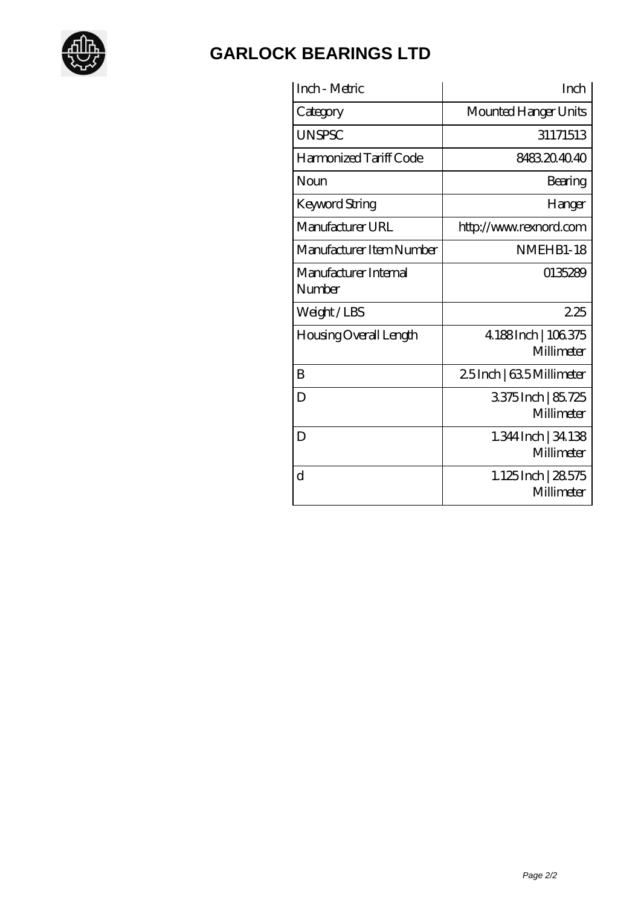# GARLOCK BEARINGS LTD

| | |
|---|---|
| Inch - Metric | Inch |
| Category | Mounted Hanger Units |
| UNSPSC | 31171513 |
| Harmonized Tariff Code | 8483.20.40.40 |
| Noun | Bearing |
| Keyword String | Hanger |
| Manufacturer URL | http://www.rexnord.com |
| Manufacturer Item Number | NMEHB1-18 |
| Manufacturer Internal Number | 0135289 |
| Weight / LBS | 2.25 |
| Housing Overall Length | 4.188 Inch \| 106.375 Millimeter |
| B | 2.5 Inch \| 63.5 Millimeter |
| D | 3.375 Inch \| 85.725 Millimeter |
| D | 1.344 Inch \| 34.138 Millimeter |
| d | 1.125 Inch \| 28.575 Millimeter |